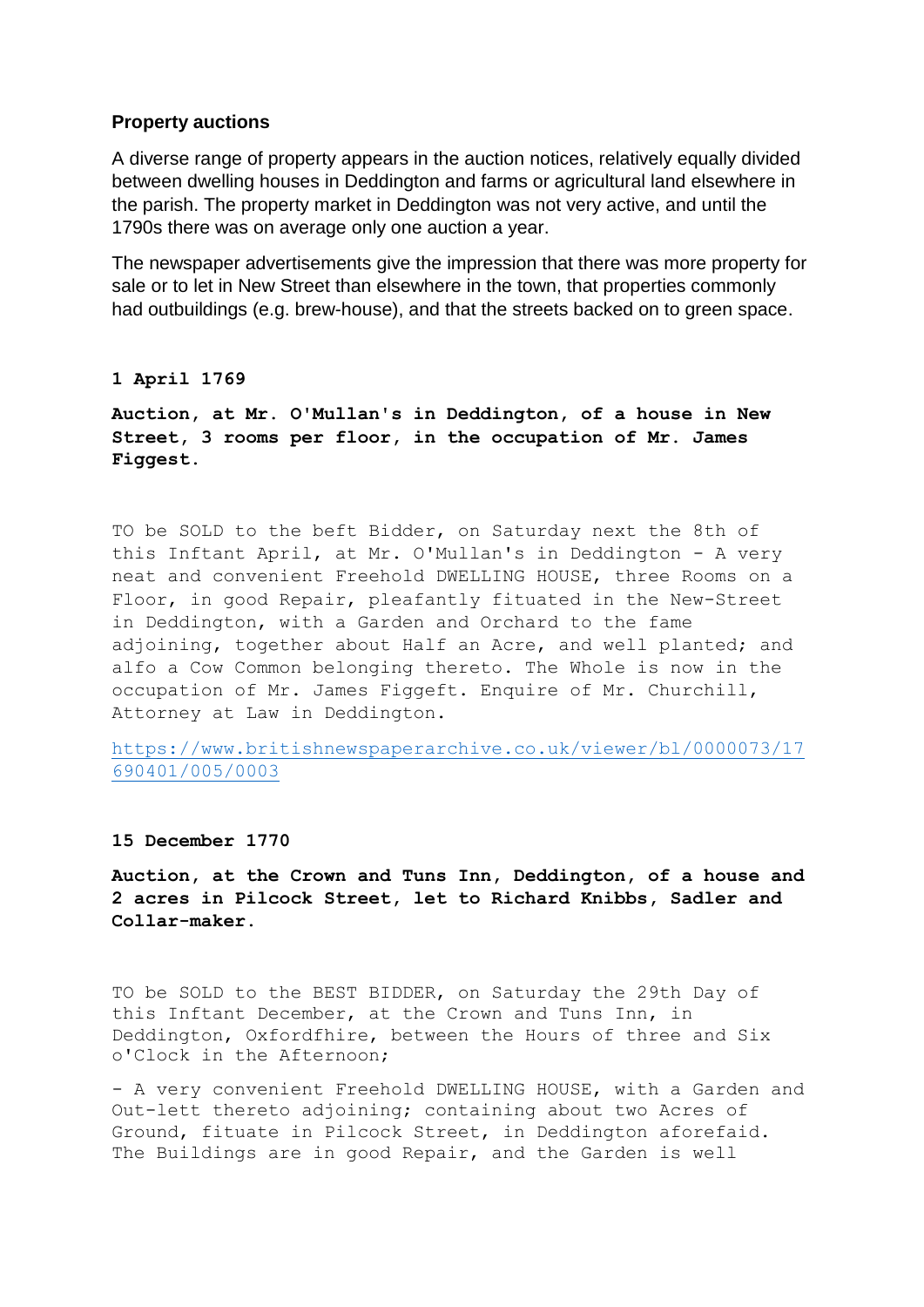**Property auctions**

A diverse range of property appears in the auction notices, relatively equally divided between dwelling houses in Deddington and farms or agricultural land elsewhere in the parish. The property market in Deddington was not very active, and until the 1790s there was on average only one auction a year.

The newspaper advertisements give the impression that there was more property for sale or to let in New Street than elsewhere in the town, that properties commonly had outbuildings (e.g. brew-house), and that the streets backed on to green space.

**1 April 1769**

**Auction, at Mr. O'Mullan's in Deddington, of a house in New Street, 3 rooms per floor, in the occupation of Mr. James Figgest.**

TO be SOLD to the beft Bidder, on Saturday next the 8th of this Inftant April, at Mr. O'Mullan's in Deddington - A very neat and convenient Freehold DWELLING HOUSE, three Rooms on a Floor, in good Repair, pleafantly fituated in the New-Street in Deddington, with a Garden and Orchard to the fame adjoining, together about Half an Acre, and well planted; and alfo a Cow Common belonging thereto. The Whole is now in the occupation of Mr. James Figgeft. Enquire of Mr. Churchill, Attorney at Law in Deddington.

https://www.britishnewspaperarchive.co.uk/viewer/bl/0000073/17690401/005/0003

**15 December 1770**

**Auction, at the Crown and Tuns Inn, Deddington, of a house and 2 acres in Pilcock Street, let to Richard Knibbs, Sadler and Collar-maker.**

TO be SOLD to the BEST BIDDER, on Saturday the 29th Day of this Inftant December, at the Crown and Tuns Inn, in Deddington, Oxfordfhire, between the Hours of three and Six o'Clock in the Afternoon;

- A very convenient Freehold DWELLING HOUSE, with a Garden and Out-lett thereto adjoining; containing about two Acres of Ground, fituate in Pilcock Street, in Deddington aforefaid. The Buildings are in good Repair, and the Garden is well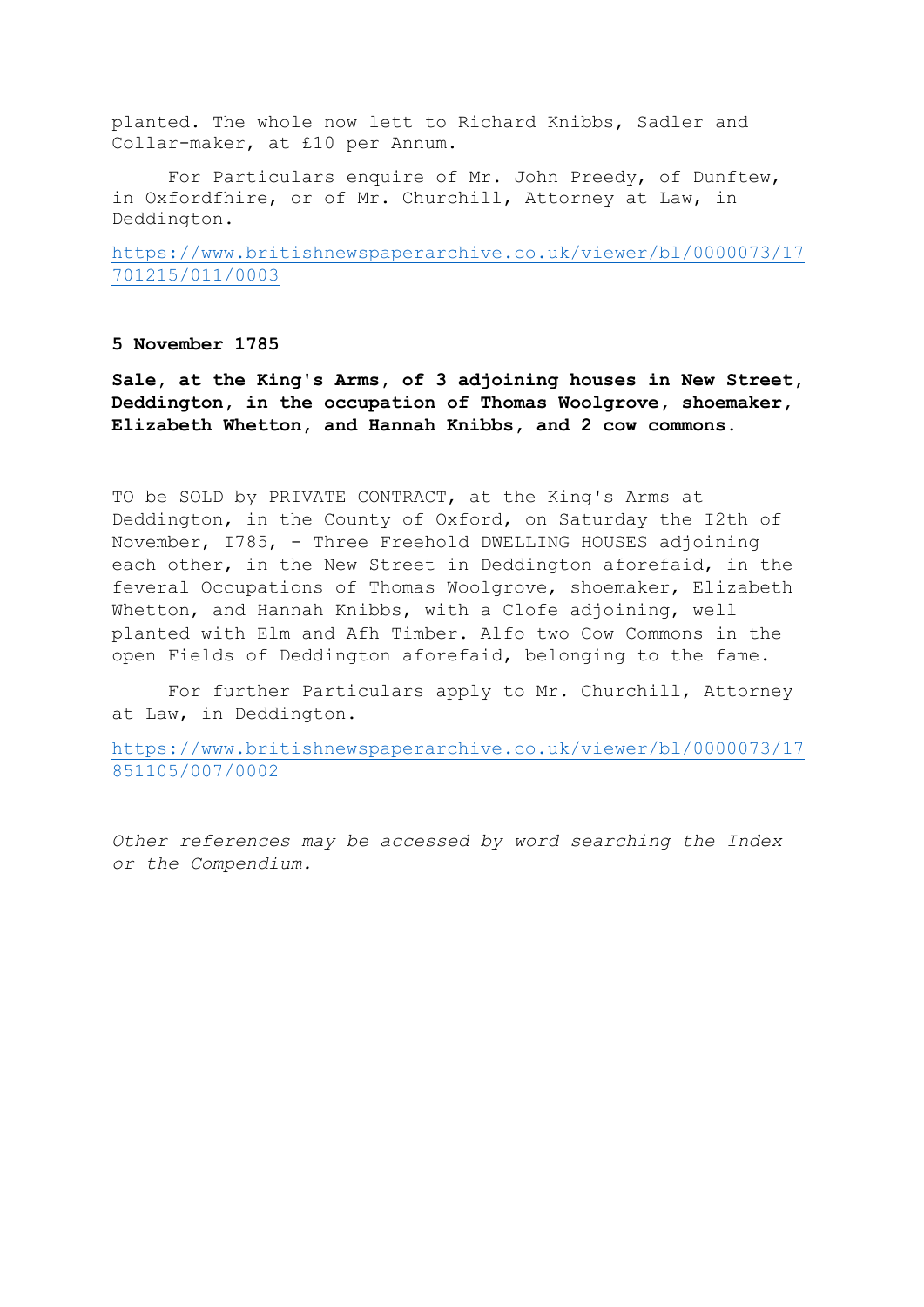planted. The whole now lett to Richard Knibbs, Sadler and Collar-maker, at £10 per Annum.

For Particulars enquire of Mr. John Preedy, of Dunftew, in Oxfordfhire, or of Mr. Churchill, Attorney at Law, in Deddington.

https://www.britishnewspaperarchive.co.uk/viewer/bl/0000073/17701215/011/0003

**5 November 1785**

**Sale, at the King's Arms, of 3 adjoining houses in New Street, Deddington, in the occupation of Thomas Woolgrove, shoemaker, Elizabeth Whetton, and Hannah Knibbs, and 2 cow commons.**

TO be SOLD by PRIVATE CONTRACT, at the King's Arms at Deddington, in the County of Oxford, on Saturday the I2th of November, I785, - Three Freehold DWELLING HOUSES adjoining each other, in the New Street in Deddington aforefaid, in the feveral Occupations of Thomas Woolgrove, shoemaker, Elizabeth Whetton, and Hannah Knibbs, with a Clofe adjoining, well planted with Elm and Afh Timber. Alfo two Cow Commons in the open Fields of Deddington aforefaid, belonging to the fame.

For further Particulars apply to Mr. Churchill, Attorney at Law, in Deddington.

https://www.britishnewspaperarchive.co.uk/viewer/bl/0000073/17851105/007/0002

*Other references may be accessed by word searching the Index or the Compendium.*